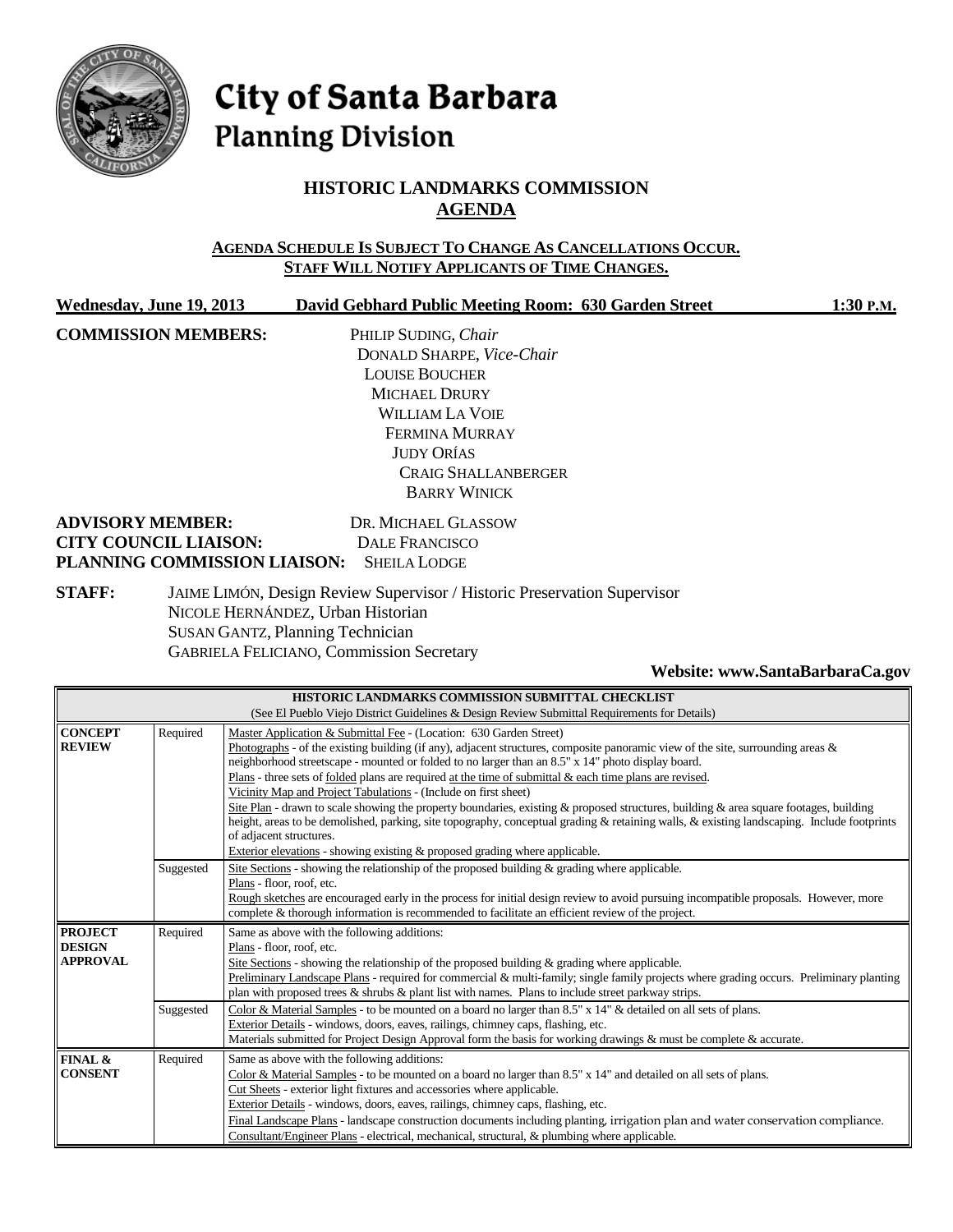# City of Santa Barbara
## Planning Division

### HISTORIC LANDMARKS COMMISSION
### AGENDA

**AGENDA SCHEDULE IS SUBJECT TO CHANGE AS CANCELLATIONS OCCUR.**
**STAFF WILL NOTIFY APPLICANTS OF TIME CHANGES.**

**Wednesday, June 19, 2013** **David Gebhard Public Meeting Room: 630 Garden Street** **1:30 P.M.**

**COMMISSION MEMBERS:**
PHILIP SUDING, *Chair*
DONALD SHARPE, *Vice-Chair*
LOUISE BOUCHER
MICHAEL DRURY
WILLIAM LA VOIE
FERMINA MURRAY
JUDY ORÍAS
CRAIG SHALLANBERGER
BARRY WINICK

**ADVISORY MEMBER:** DR. MICHAEL GLASSOW
**CITY COUNCIL LIAISON:** DALE FRANCISCO
**PLANNING COMMISSION LIAISON:** SHEILA LODGE

**STAFF:**
JAIME LIMÓN, Design Review Supervisor / Historic Preservation Supervisor
NICOLE HERNÁNDEZ, Urban Historian
SUSAN GANTZ, Planning Technician
GABRIELA FELICIANO, Commission Secretary

**Website: www.SantaBarbaraCa.gov**

| HISTORIC LANDMARKS COMMISSION SUBMITTAL CHECKLIST (See El Pueblo Viejo District Guidelines & Design Review Submittal Requirements for Details) | | |
|---|---|---|
| **CONCEPT REVIEW** | Required | Master Application & Submittal Fee - (Location: 630 Garden Street)<br>Photographs - of the existing building (if any), adjacent structures, composite panoramic view of the site, surrounding areas & neighborhood streetscape - mounted or folded to no larger than an 8.5" x 14" photo display board.<br>Plans - three sets of folded plans are required at the time of submittal & each time plans are revised.<br>Vicinity Map and Project Tabulations - (Include on first sheet)<br>Site Plan - drawn to scale showing the property boundaries, existing & proposed structures, building & area square footages, building height, areas to be demolished, parking, site topography, conceptual grading & retaining walls, & existing landscaping. Include footprints of adjacent structures.<br>Exterior elevations - showing existing & proposed grading where applicable. |
| | Suggested | Site Sections - showing the relationship of the proposed building & grading where applicable.<br>Plans - floor, roof, etc.<br>Rough sketches are encouraged early in the process for initial design review to avoid pursuing incompatible proposals. However, more complete & thorough information is recommended to facilitate an efficient review of the project. |
| **PROJECT DESIGN APPROVAL** | Required | Same as above with the following additions:<br>Plans - floor, roof, etc.<br>Site Sections - showing the relationship of the proposed building & grading where applicable.<br>Preliminary Landscape Plans - required for commercial & multi-family; single family projects where grading occurs. Preliminary planting plan with proposed trees & shrubs & plant list with names. Plans to include street parkway strips. |
| | Suggested | Color & Material Samples - to be mounted on a board no larger than 8.5" x 14" & detailed on all sets of plans.<br>Exterior Details - windows, doors, eaves, railings, chimney caps, flashing, etc.<br>Materials submitted for Project Design Approval form the basis for working drawings & must be complete & accurate. |
| **FINAL & CONSENT** | Required | Same as above with the following additions:<br>Color & Material Samples - to be mounted on a board no larger than 8.5" x 14" and detailed on all sets of plans.<br>Cut Sheets - exterior light fixtures and accessories where applicable.<br>Exterior Details - windows, doors, eaves, railings, chimney caps, flashing, etc.<br>Final Landscape Plans - landscape construction documents including planting, irrigation plan and water conservation compliance.<br>Consultant/Engineer Plans - electrical, mechanical, structural, & plumbing where applicable. |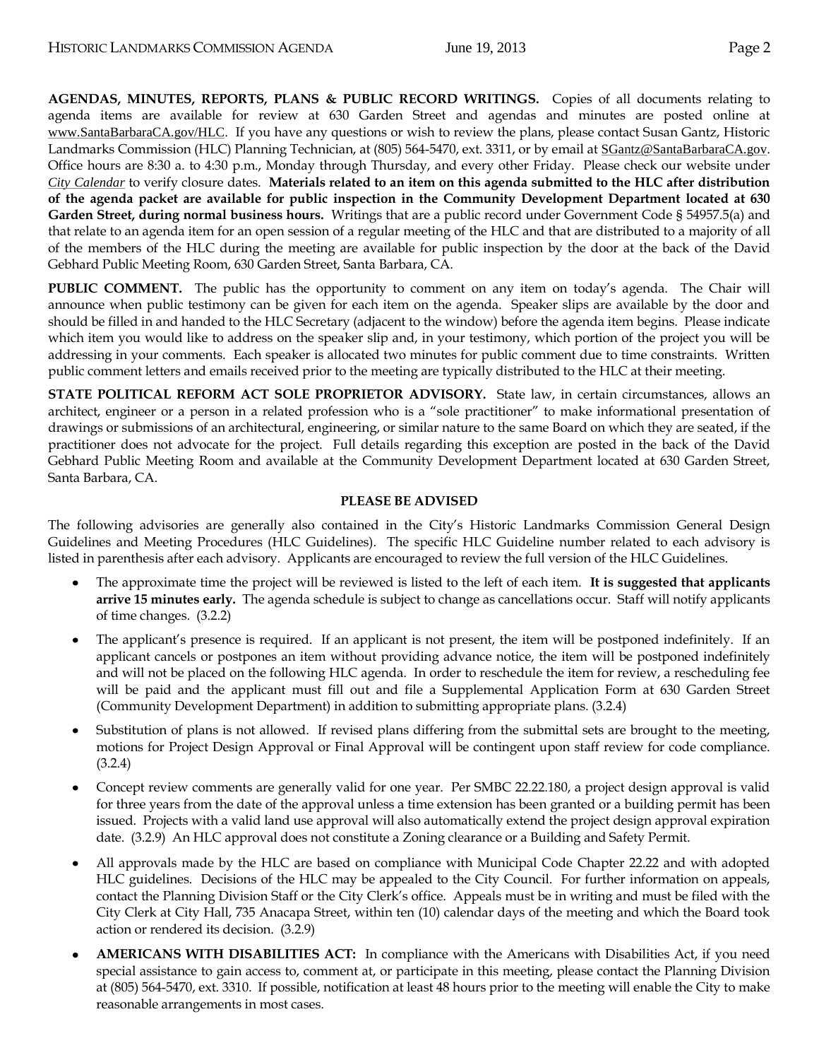**AGENDAS, MINUTES, REPORTS, PLANS & PUBLIC RECORD WRITINGS.** Copies of all documents relating to agenda items are available for review at 630 Garden Street and agendas and minutes are posted online at www.SantaBarbaraCA.gov/HLC. If you have any questions or wish to review the plans, please contact Susan Gantz, Historic Landmarks Commission (HLC) Planning Technician, at (805) 564-5470, ext. 3311, or by email at SGantz@SantaBarbaraCA.gov. Office hours are 8:30 a. to 4:30 p.m., Monday through Thursday, and every other Friday. Please check our website under *City Calendar* to verify closure dates. **Materials related to an item on this agenda submitted to the HLC after distribution of the agenda packet are available for public inspection in the Community Development Department located at 630 Garden Street, during normal business hours.** Writings that are a public record under Government Code § 54957.5(a) and that relate to an agenda item for an open session of a regular meeting of the HLC and that are distributed to a majority of all of the members of the HLC during the meeting are available for public inspection by the door at the back of the David Gebhard Public Meeting Room, 630 Garden Street, Santa Barbara, CA.

**PUBLIC COMMENT.** The public has the opportunity to comment on any item on today's agenda. The Chair will announce when public testimony can be given for each item on the agenda. Speaker slips are available by the door and should be filled in and handed to the HLC Secretary (adjacent to the window) before the agenda item begins. Please indicate which item you would like to address on the speaker slip and, in your testimony, which portion of the project you will be addressing in your comments. Each speaker is allocated two minutes for public comment due to time constraints. Written public comment letters and emails received prior to the meeting are typically distributed to the HLC at their meeting.

**STATE POLITICAL REFORM ACT SOLE PROPRIETOR ADVISORY.** State law, in certain circumstances, allows an architect, engineer or a person in a related profession who is a "sole practitioner" to make informational presentation of drawings or submissions of an architectural, engineering, or similar nature to the same Board on which they are seated, if the practitioner does not advocate for the project. Full details regarding this exception are posted in the back of the David Gebhard Public Meeting Room and available at the Community Development Department located at 630 Garden Street, Santa Barbara, CA.

**PLEASE BE ADVISED**

The following advisories are generally also contained in the City's Historic Landmarks Commission General Design Guidelines and Meeting Procedures (HLC Guidelines). The specific HLC Guideline number related to each advisory is listed in parenthesis after each advisory. Applicants are encouraged to review the full version of the HLC Guidelines.

- The approximate time the project will be reviewed is listed to the left of each item. **It is suggested that applicants arrive 15 minutes early.** The agenda schedule is subject to change as cancellations occur. Staff will notify applicants of time changes. (3.2.2)
- The applicant's presence is required. If an applicant is not present, the item will be postponed indefinitely. If an applicant cancels or postpones an item without providing advance notice, the item will be postponed indefinitely and will not be placed on the following HLC agenda. In order to reschedule the item for review, a rescheduling fee will be paid and the applicant must fill out and file a Supplemental Application Form at 630 Garden Street (Community Development Department) in addition to submitting appropriate plans. (3.2.4)
- Substitution of plans is not allowed. If revised plans differing from the submittal sets are brought to the meeting, motions for Project Design Approval or Final Approval will be contingent upon staff review for code compliance. (3.2.4)
- Concept review comments are generally valid for one year. Per SMBC 22.22.180, a project design approval is valid for three years from the date of the approval unless a time extension has been granted or a building permit has been issued. Projects with a valid land use approval will also automatically extend the project design approval expiration date. (3.2.9) An HLC approval does not constitute a Zoning clearance or a Building and Safety Permit.
- All approvals made by the HLC are based on compliance with Municipal Code Chapter 22.22 and with adopted HLC guidelines. Decisions of the HLC may be appealed to the City Council. For further information on appeals, contact the Planning Division Staff or the City Clerk's office. Appeals must be in writing and must be filed with the City Clerk at City Hall, 735 Anacapa Street, within ten (10) calendar days of the meeting and which the Board took action or rendered its decision. (3.2.9)
- **AMERICANS WITH DISABILITIES ACT:** In compliance with the Americans with Disabilities Act, if you need special assistance to gain access to, comment at, or participate in this meeting, please contact the Planning Division at (805) 564-5470, ext. 3310. If possible, notification at least 48 hours prior to the meeting will enable the City to make reasonable arrangements in most cases.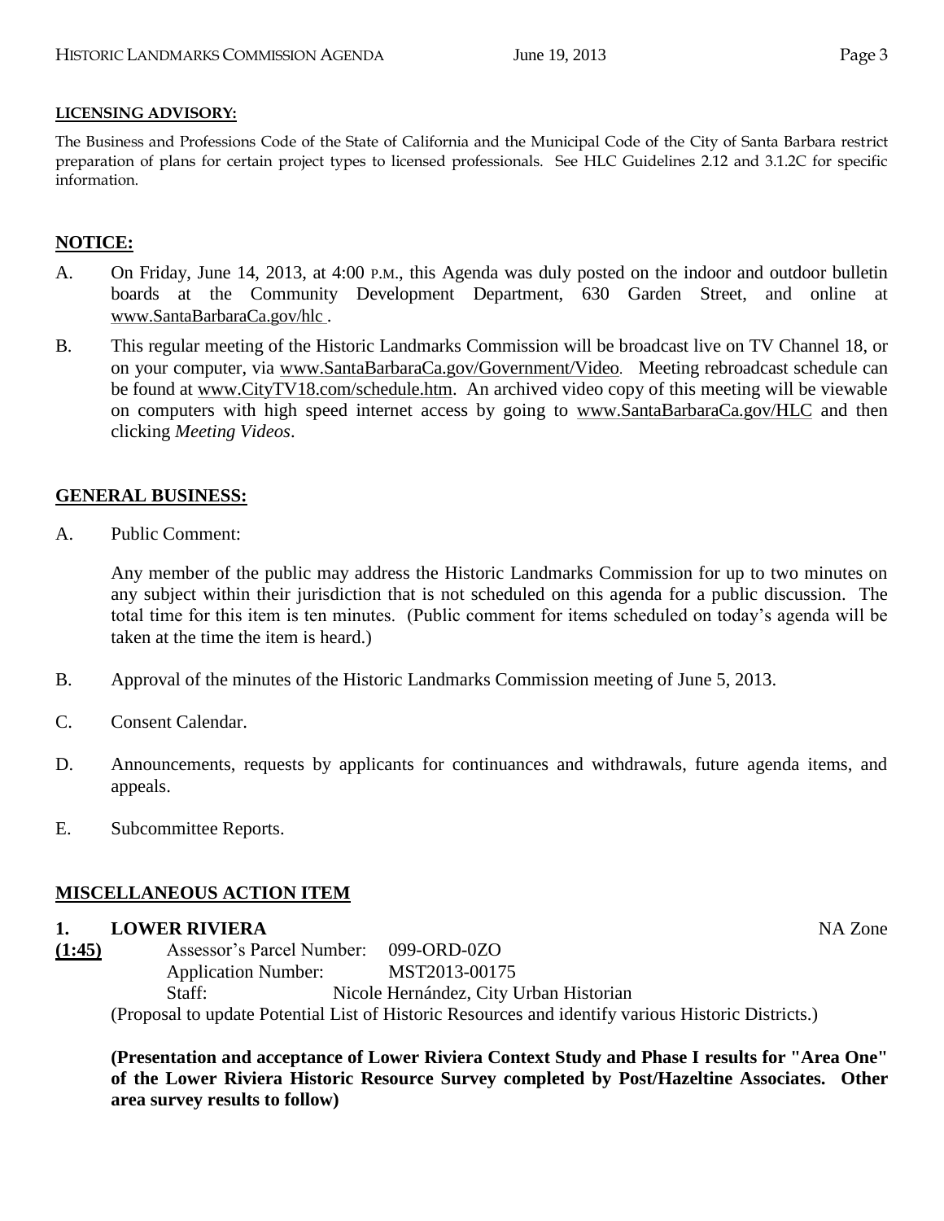**LICENSING ADVISORY:**

The Business and Professions Code of the State of California and the Municipal Code of the City of Santa Barbara restrict preparation of plans for certain project types to licensed professionals. See HLC Guidelines 2.12 and 3.1.2C for specific information.

## NOTICE:

A. On Friday, June 14, 2013, at 4:00 P.M., this Agenda was duly posted on the indoor and outdoor bulletin boards at the Community Development Department, 630 Garden Street, and online at www.SantaBarbaraCa.gov/hlc .

B. This regular meeting of the Historic Landmarks Commission will be broadcast live on TV Channel 18, or on your computer, via www.SantaBarbaraCa.gov/Government/Video. Meeting rebroadcast schedule can be found at www.CityTV18.com/schedule.htm. An archived video copy of this meeting will be viewable on computers with high speed internet access by going to www.SantaBarbaraCa.gov/HLC and then clicking *Meeting Videos*.

## GENERAL BUSINESS:

A. Public Comment:

   Any member of the public may address the Historic Landmarks Commission for up to two minutes on any subject within their jurisdiction that is not scheduled on this agenda for a public discussion. The total time for this item is ten minutes. (Public comment for items scheduled on today's agenda will be taken at the time the item is heard.)

B. Approval of the minutes of the Historic Landmarks Commission meeting of June 5, 2013.

C. Consent Calendar.

D. Announcements, requests by applicants for continuances and withdrawals, future agenda items, and appeals.

E. Subcommittee Reports.

## MISCELLANEOUS ACTION ITEM

**1. LOWER RIVIERA** NA Zone

**(1:45)** Assessor's Parcel Number: 099-ORD-0ZO
Application Number: MST2013-00175
Staff: Nicole Hernández, City Urban Historian

(Proposal to update Potential List of Historic Resources and identify various Historic Districts.)

**(Presentation and acceptance of Lower Riviera Context Study and Phase I results for "Area One" of the Lower Riviera Historic Resource Survey completed by Post/Hazeltine Associates. Other area survey results to follow)**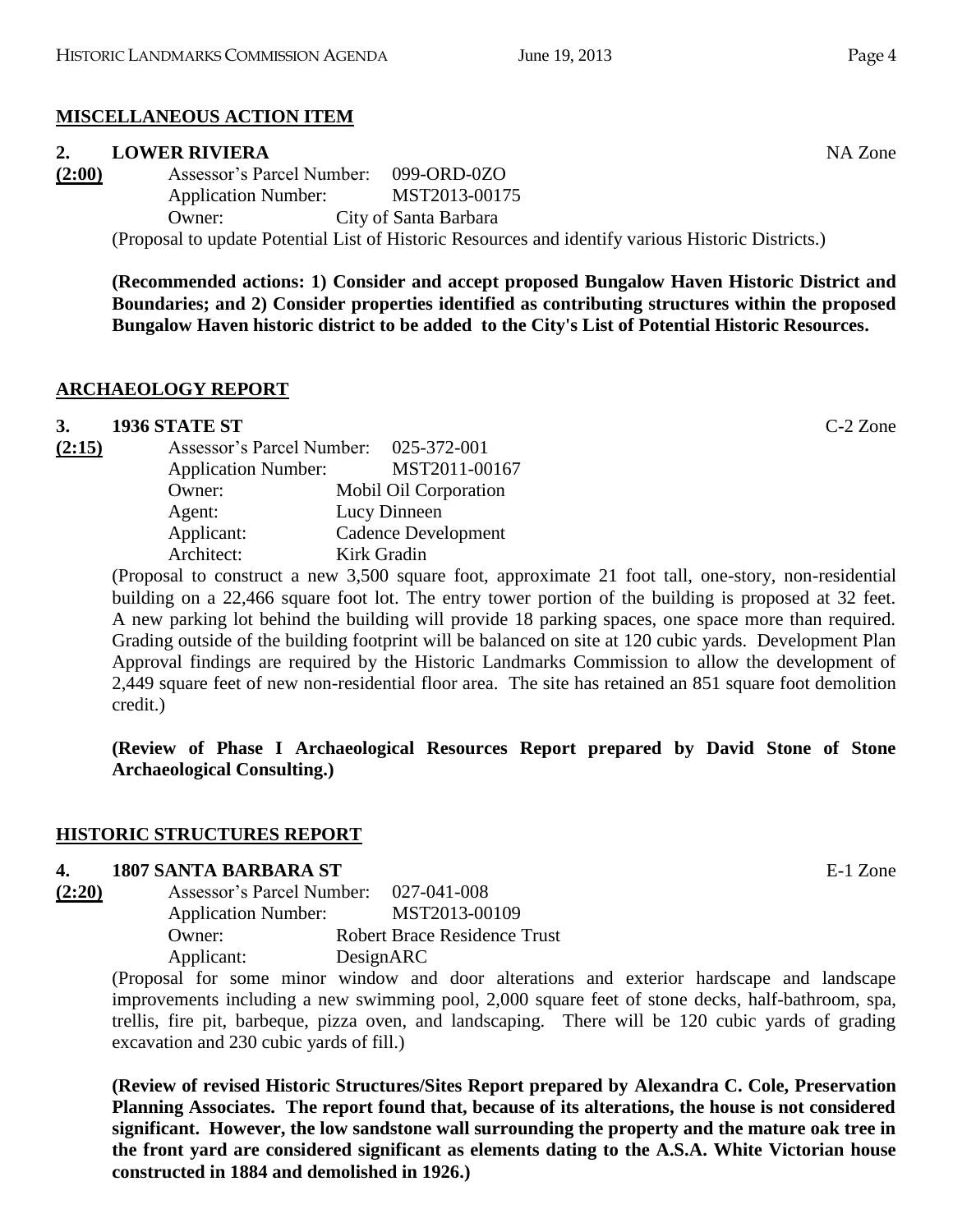## MISCELLANEOUS ACTION ITEM

**2. LOWER RIVIERA** NA Zone

**(2:00)**
Assessor's Parcel Number: 099-ORD-0ZO
Application Number: MST2013-00175
Owner: City of Santa Barbara

(Proposal to update Potential List of Historic Resources and identify various Historic Districts.)

**(Recommended actions: 1) Consider and accept proposed Bungalow Haven Historic District and Boundaries; and 2) Consider properties identified as contributing structures within the proposed Bungalow Haven historic district to be added to the City's List of Potential Historic Resources.**

## ARCHAEOLOGY REPORT

**3. 1936 STATE ST** C-2 Zone

**(2:15)**
Assessor's Parcel Number: 025-372-001
Application Number: MST2011-00167
Owner: Mobil Oil Corporation
Agent: Lucy Dinneen
Applicant: Cadence Development
Architect: Kirk Gradin

(Proposal to construct a new 3,500 square foot, approximate 21 foot tall, one-story, non-residential building on a 22,466 square foot lot. The entry tower portion of the building is proposed at 32 feet. A new parking lot behind the building will provide 18 parking spaces, one space more than required. Grading outside of the building footprint will be balanced on site at 120 cubic yards. Development Plan Approval findings are required by the Historic Landmarks Commission to allow the development of 2,449 square feet of new non-residential floor area. The site has retained an 851 square foot demolition credit.)

**(Review of Phase I Archaeological Resources Report prepared by David Stone of Stone Archaeological Consulting.)**

## HISTORIC STRUCTURES REPORT

**4. 1807 SANTA BARBARA ST** E-1 Zone

**(2:20)**
Assessor's Parcel Number: 027-041-008
Application Number: MST2013-00109
Owner: Robert Brace Residence Trust
Applicant: DesignARC

(Proposal for some minor window and door alterations and exterior hardscape and landscape improvements including a new swimming pool, 2,000 square feet of stone decks, half-bathroom, spa, trellis, fire pit, barbeque, pizza oven, and landscaping. There will be 120 cubic yards of grading excavation and 230 cubic yards of fill.)

**(Review of revised Historic Structures/Sites Report prepared by Alexandra C. Cole, Preservation Planning Associates. The report found that, because of its alterations, the house is not considered significant. However, the low sandstone wall surrounding the property and the mature oak tree in the front yard are considered significant as elements dating to the A.S.A. White Victorian house constructed in 1884 and demolished in 1926.)**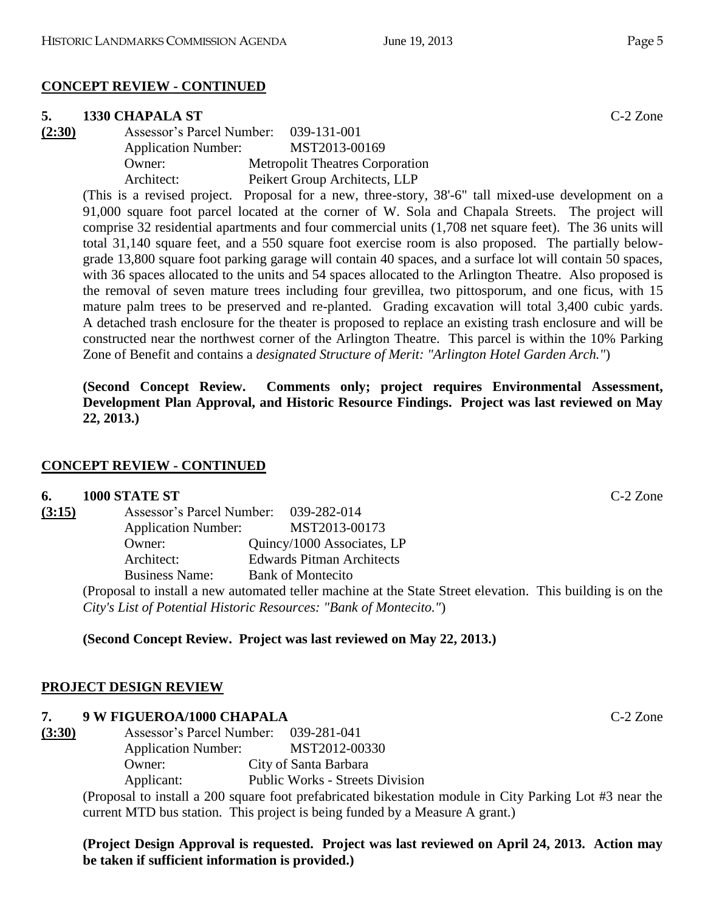**CONCEPT REVIEW - CONTINUED**

**5. 1330 CHAPALA ST** C-2 Zone

**(2:30)**

Assessor's Parcel Number: 039-131-001
Application Number: MST2013-00169
Owner: Metropolit Theatres Corporation
Architect: Peikert Group Architects, LLP

(This is a revised project. Proposal for a new, three-story, 38'-6" tall mixed-use development on a 91,000 square foot parcel located at the corner of W. Sola and Chapala Streets. The project will comprise 32 residential apartments and four commercial units (1,708 net square feet). The 36 units will total 31,140 square feet, and a 550 square foot exercise room is also proposed. The partially below-grade 13,800 square foot parking garage will contain 40 spaces, and a surface lot will contain 50 spaces, with 36 spaces allocated to the units and 54 spaces allocated to the Arlington Theatre. Also proposed is the removal of seven mature trees including four grevillea, two pittosporum, and one ficus, with 15 mature palm trees to be preserved and re-planted. Grading excavation will total 3,400 cubic yards. A detached trash enclosure for the theater is proposed to replace an existing trash enclosure and will be constructed near the northwest corner of the Arlington Theatre. This parcel is within the 10% Parking Zone of Benefit and contains a *designated Structure of Merit: "Arlington Hotel Garden Arch."*)

**(Second Concept Review. Comments only; project requires Environmental Assessment, Development Plan Approval, and Historic Resource Findings. Project was last reviewed on May 22, 2013.)**

**CONCEPT REVIEW - CONTINUED**

**6. 1000 STATE ST** C-2 Zone

**(3:15)**

Assessor's Parcel Number: 039-282-014
Application Number: MST2013-00173
Owner: Quincy/1000 Associates, LP
Architect: Edwards Pitman Architects
Business Name: Bank of Montecito

(Proposal to install a new automated teller machine at the State Street elevation. This building is on the *City's List of Potential Historic Resources: "Bank of Montecito."*)

**(Second Concept Review. Project was last reviewed on May 22, 2013.)**

**PROJECT DESIGN REVIEW**

**7. 9 W FIGUEROA/1000 CHAPALA** C-2 Zone

**(3:30)**

Assessor's Parcel Number: 039-281-041
Application Number: MST2012-00330
Owner: City of Santa Barbara
Applicant: Public Works - Streets Division

(Proposal to install a 200 square foot prefabricated bikestation module in City Parking Lot #3 near the current MTD bus station. This project is being funded by a Measure A grant.)

**(Project Design Approval is requested. Project was last reviewed on April 24, 2013. Action may be taken if sufficient information is provided.)**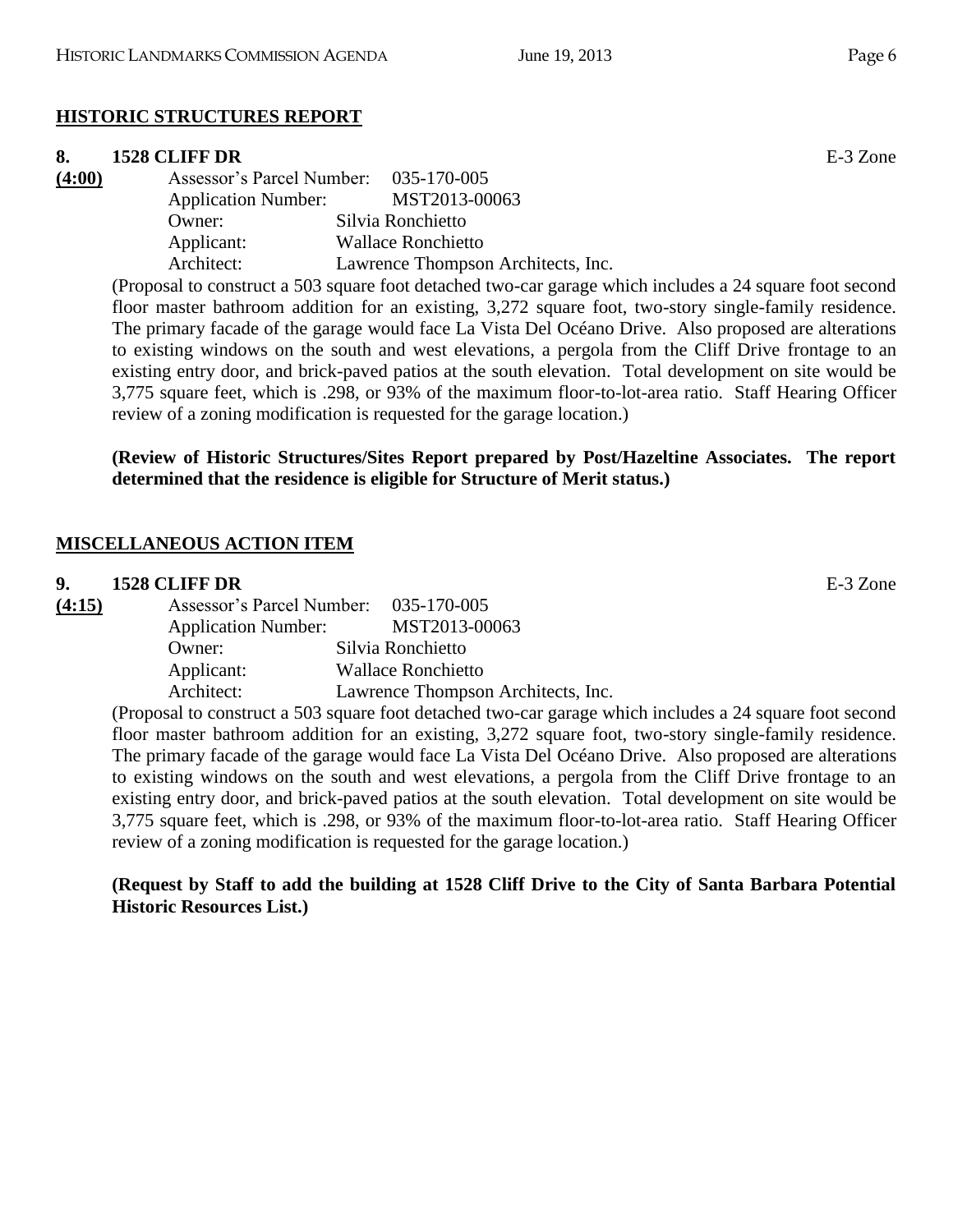## HISTORIC STRUCTURES REPORT

**8. 1528 CLIFF DR** E-3 Zone

**(4:00)**

Assessor's Parcel Number: 035-170-005
Application Number: MST2013-00063
Owner: Silvia Ronchietto
Applicant: Wallace Ronchietto
Architect: Lawrence Thompson Architects, Inc.

(Proposal to construct a 503 square foot detached two-car garage which includes a 24 square foot second floor master bathroom addition for an existing, 3,272 square foot, two-story single-family residence. The primary facade of the garage would face La Vista Del Océano Drive. Also proposed are alterations to existing windows on the south and west elevations, a pergola from the Cliff Drive frontage to an existing entry door, and brick-paved patios at the south elevation. Total development on site would be 3,775 square feet, which is .298, or 93% of the maximum floor-to-lot-area ratio. Staff Hearing Officer review of a zoning modification is requested for the garage location.)

**(Review of Historic Structures/Sites Report prepared by Post/Hazeltine Associates. The report determined that the residence is eligible for Structure of Merit status.)**

## MISCELLANEOUS ACTION ITEM

**9. 1528 CLIFF DR** E-3 Zone

**(4:15)**

Assessor's Parcel Number: 035-170-005
Application Number: MST2013-00063
Owner: Silvia Ronchietto
Applicant: Wallace Ronchietto
Architect: Lawrence Thompson Architects, Inc.

(Proposal to construct a 503 square foot detached two-car garage which includes a 24 square foot second floor master bathroom addition for an existing, 3,272 square foot, two-story single-family residence. The primary facade of the garage would face La Vista Del Océano Drive. Also proposed are alterations to existing windows on the south and west elevations, a pergola from the Cliff Drive frontage to an existing entry door, and brick-paved patios at the south elevation. Total development on site would be 3,775 square feet, which is .298, or 93% of the maximum floor-to-lot-area ratio. Staff Hearing Officer review of a zoning modification is requested for the garage location.)

**(Request by Staff to add the building at 1528 Cliff Drive to the City of Santa Barbara Potential Historic Resources List.)**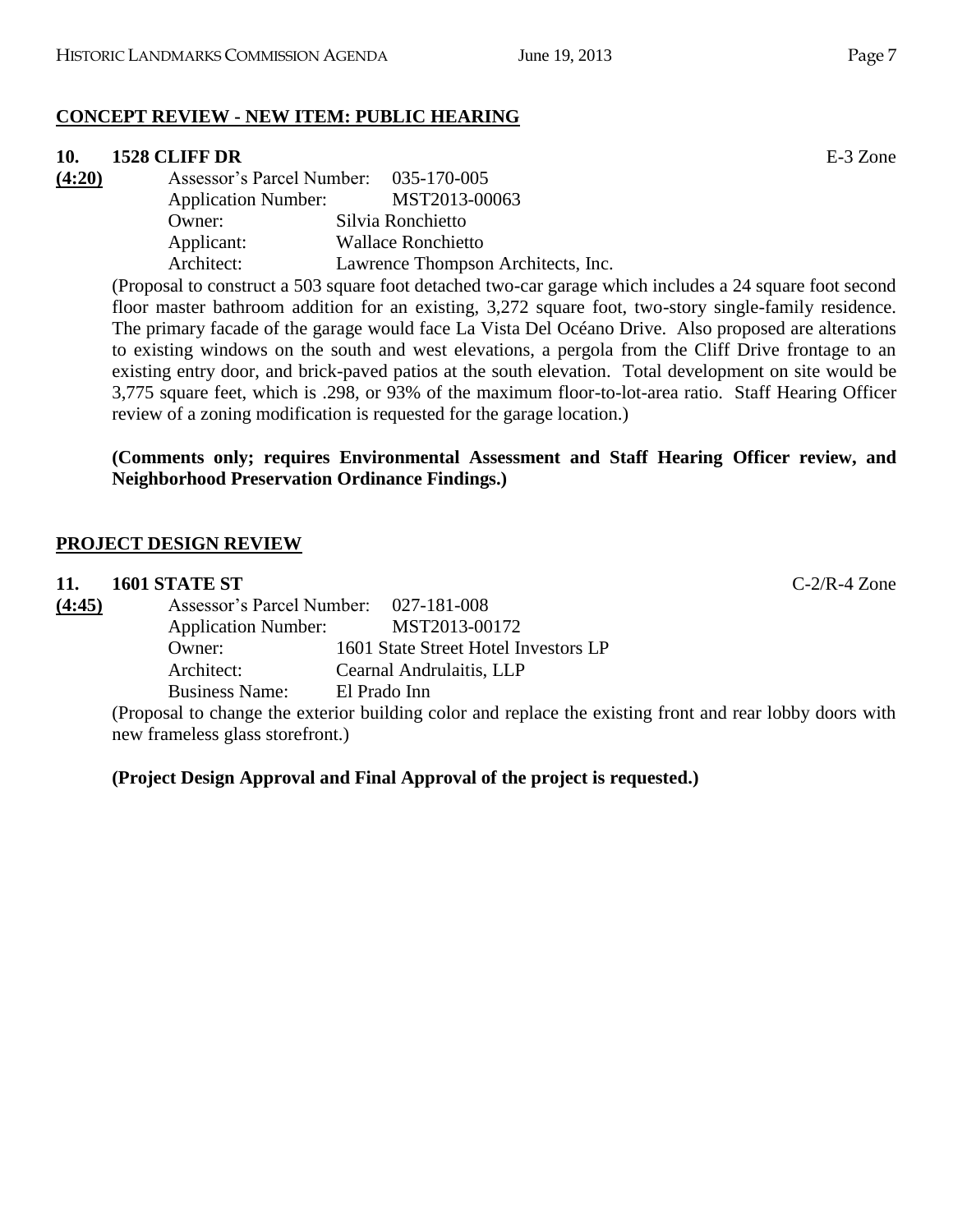## CONCEPT REVIEW - NEW ITEM: PUBLIC HEARING

**10. 1528 CLIFF DR** E-3 Zone

**(4:20)**

Assessor's Parcel Number: 035-170-005
Application Number: MST2013-00063
Owner: Silvia Ronchietto
Applicant: Wallace Ronchietto
Architect: Lawrence Thompson Architects, Inc.

(Proposal to construct a 503 square foot detached two-car garage which includes a 24 square foot second floor master bathroom addition for an existing, 3,272 square foot, two-story single-family residence. The primary facade of the garage would face La Vista Del Océano Drive. Also proposed are alterations to existing windows on the south and west elevations, a pergola from the Cliff Drive frontage to an existing entry door, and brick-paved patios at the south elevation. Total development on site would be 3,775 square feet, which is .298, or 93% of the maximum floor-to-lot-area ratio. Staff Hearing Officer review of a zoning modification is requested for the garage location.)

**(Comments only; requires Environmental Assessment and Staff Hearing Officer review, and Neighborhood Preservation Ordinance Findings.)**

## PROJECT DESIGN REVIEW

**11. 1601 STATE ST** C-2/R-4 Zone

**(4:45)**

Assessor's Parcel Number: 027-181-008
Application Number: MST2013-00172
Owner: 1601 State Street Hotel Investors LP
Architect: Cearnal Andrulaitis, LLP
Business Name: El Prado Inn

(Proposal to change the exterior building color and replace the existing front and rear lobby doors with new frameless glass storefront.)

**(Project Design Approval and Final Approval of the project is requested.)**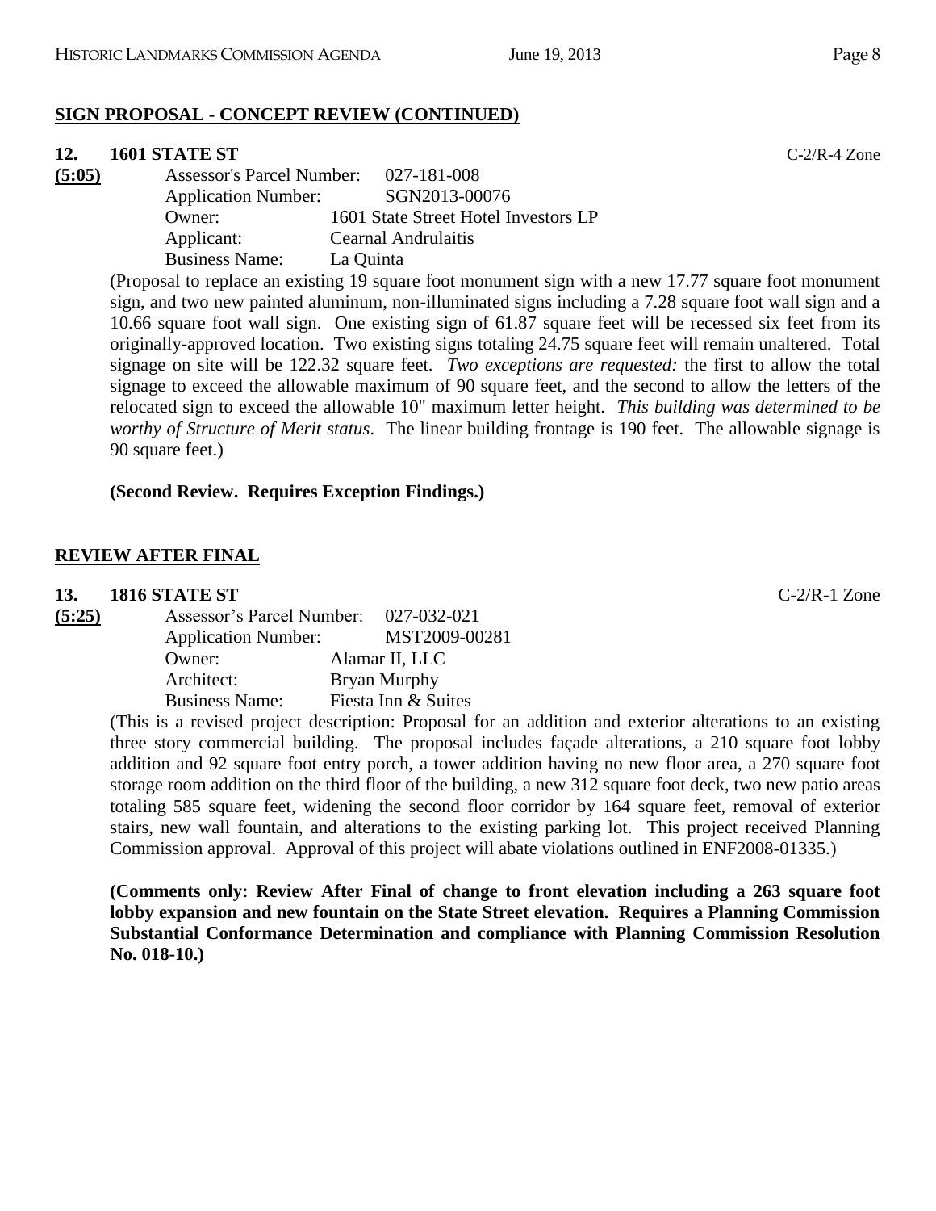## SIGN PROPOSAL - CONCEPT REVIEW (CONTINUED)

**12. 1601 STATE ST** C-2/R-4 Zone

**(5:05)**

Assessor's Parcel Number: 027-181-008
Application Number: SGN2013-00076
Owner: 1601 State Street Hotel Investors LP
Applicant: Cearnal Andrulaitis
Business Name: La Quinta

(Proposal to replace an existing 19 square foot monument sign with a new 17.77 square foot monument sign, and two new painted aluminum, non-illuminated signs including a 7.28 square foot wall sign and a 10.66 square foot wall sign. One existing sign of 61.87 square feet will be recessed six feet from its originally-approved location. Two existing signs totaling 24.75 square feet will remain unaltered. Total signage on site will be 122.32 square feet. *Two exceptions are requested:* the first to allow the total signage to exceed the allowable maximum of 90 square feet, and the second to allow the letters of the relocated sign to exceed the allowable 10" maximum letter height. *This building was determined to be worthy of Structure of Merit status*. The linear building frontage is 190 feet. The allowable signage is 90 square feet.)

**(Second Review. Requires Exception Findings.)**

## REVIEW AFTER FINAL

**13. 1816 STATE ST** C-2/R-1 Zone

**(5:25)**

Assessor's Parcel Number: 027-032-021
Application Number: MST2009-00281
Owner: Alamar II, LLC
Architect: Bryan Murphy
Business Name: Fiesta Inn & Suites

(This is a revised project description: Proposal for an addition and exterior alterations to an existing three story commercial building. The proposal includes façade alterations, a 210 square foot lobby addition and 92 square foot entry porch, a tower addition having no new floor area, a 270 square foot storage room addition on the third floor of the building, a new 312 square foot deck, two new patio areas totaling 585 square feet, widening the second floor corridor by 164 square feet, removal of exterior stairs, new wall fountain, and alterations to the existing parking lot. This project received Planning Commission approval. Approval of this project will abate violations outlined in ENF2008-01335.)

**(Comments only: Review After Final of change to front elevation including a 263 square foot lobby expansion and new fountain on the State Street elevation. Requires a Planning Commission Substantial Conformance Determination and compliance with Planning Commission Resolution No. 018-10.)**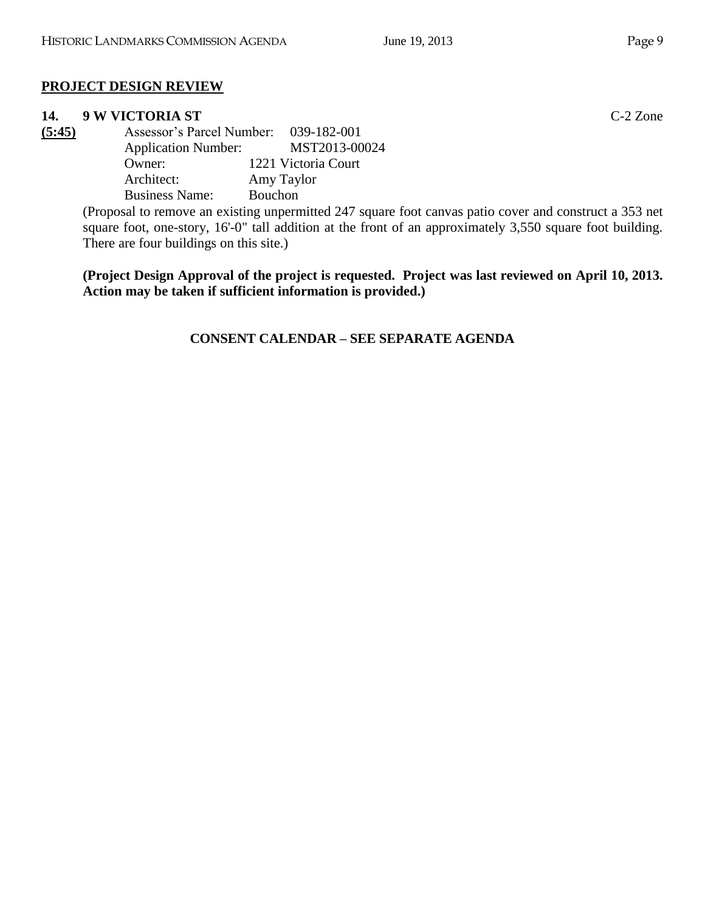## PROJECT DESIGN REVIEW

**14. 9 W VICTORIA ST** C-2 Zone

**(5:45)**

Assessor's Parcel Number: 039-182-001
Application Number: MST2013-00024
Owner: 1221 Victoria Court
Architect: Amy Taylor
Business Name: Bouchon

(Proposal to remove an existing unpermitted 247 square foot canvas patio cover and construct a 353 net square foot, one-story, 16'-0" tall addition at the front of an approximately 3,550 square foot building. There are four buildings on this site.)

**(Project Design Approval of the project is requested. Project was last reviewed on April 10, 2013. Action may be taken if sufficient information is provided.)**

**CONSENT CALENDAR – SEE SEPARATE AGENDA**